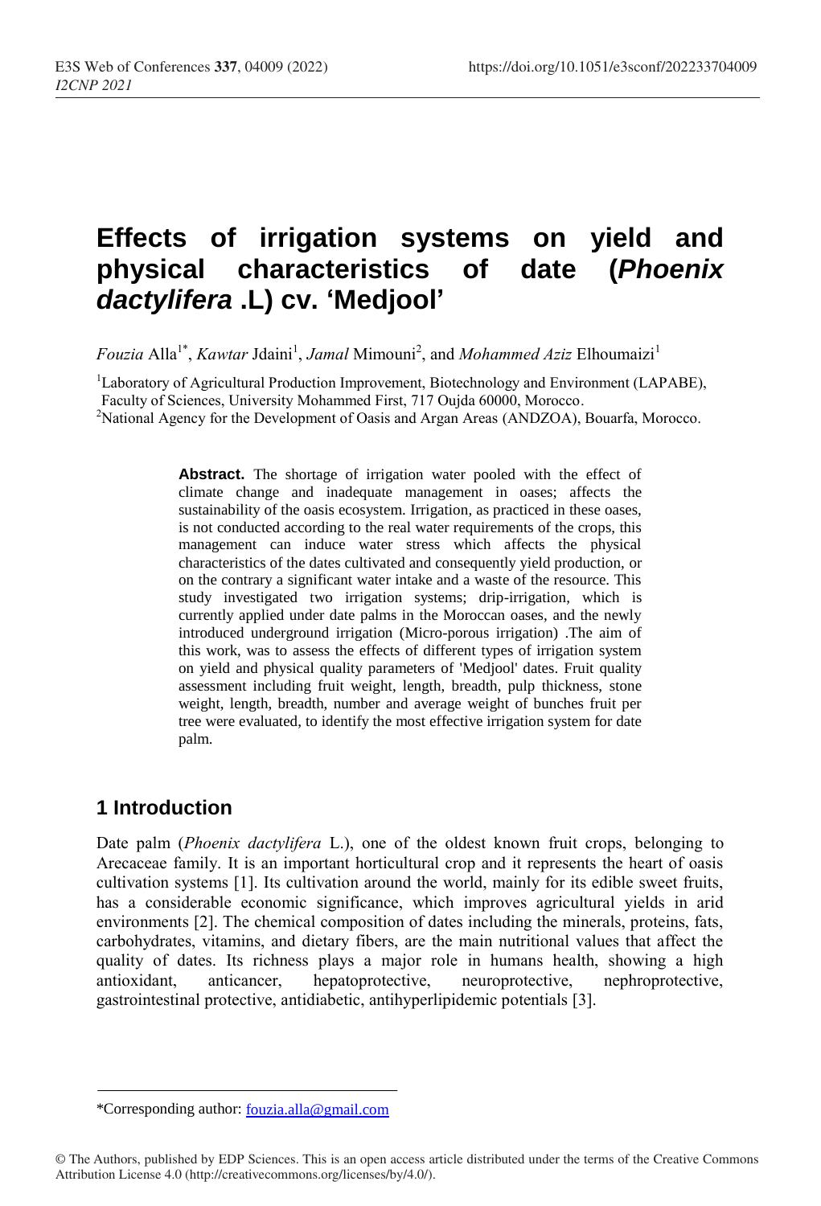# Effects of irrigation systems on yield and physical characteristics of date (*Phoenix dactylifera* .L) cv. 'Medjool'

*Fouzia* Alla[1*], *Kawtar* Jdaini[1], *Jamal* Mimouni[2], and *Mohammed Aziz* Elhoumaizi[1]

[1]Laboratory of Agricultural Production Improvement, Biotechnology and Environment (LAPABE), Faculty of Sciences, University Mohammed First, 717 Oujda 60000, Morocco.

[2]National Agency for the Development of Oasis and Argan Areas (ANDZOA), Bouarfa, Morocco.

**Abstract.** The shortage of irrigation water pooled with the effect of climate change and inadequate management in oases; affects the sustainability of the oasis ecosystem. Irrigation, as practiced in these oases, is not conducted according to the real water requirements of the crops, this management can induce water stress which affects the physical characteristics of the dates cultivated and consequently yield production, or on the contrary a significant water intake and a waste of the resource. This study investigated two irrigation systems; drip-irrigation, which is currently applied under date palms in the Moroccan oases, and the newly introduced underground irrigation (Micro-porous irrigation) .The aim of this work, was to assess the effects of different types of irrigation system on yield and physical quality parameters of 'Medjool' dates. Fruit quality assessment including fruit weight, length, breadth, pulp thickness, stone weight, length, breadth, number and average weight of bunches fruit per tree were evaluated, to identify the most effective irrigation system for date palm.

## 1 Introduction

Date palm (*Phoenix dactylifera* L.), one of the oldest known fruit crops, belonging to Arecaceae family. It is an important horticultural crop and it represents the heart of oasis cultivation systems [1]. Its cultivation around the world, mainly for its edible sweet fruits, has a considerable economic significance, which improves agricultural yields in arid environments [2]. The chemical composition of dates including the minerals, proteins, fats, carbohydrates, vitamins, and dietary fibers, are the main nutritional values that affect the quality of dates. Its richness plays a major role in humans health, showing a high antioxidant, anticancer, hepatoprotective, neuroprotective, nephroprotective, gastrointestinal protective, antidiabetic, antihyperlipidemic potentials [3].

*Corresponding author: fouzia.alla@gmail.com

© The Authors, published by EDP Sciences. This is an open access article distributed under the terms of the Creative Commons Attribution License 4.0 (http://creativecommons.org/licenses/by/4.0/).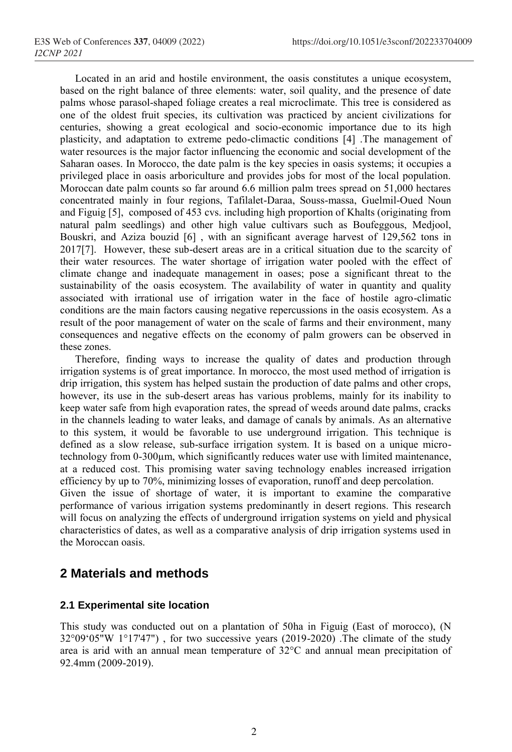Located in an arid and hostile environment, the oasis constitutes a unique ecosystem, based on the right balance of three elements: water, soil quality, and the presence of date palms whose parasol-shaped foliage creates a real microclimate. This tree is considered as one of the oldest fruit species, its cultivation was practiced by ancient civilizations for centuries, showing a great ecological and socio-economic importance due to its high plasticity, and adaptation to extreme pedo-climactic conditions [4] .The management of water resources is the major factor influencing the economic and social development of the Saharan oases. In Morocco, the date palm is the key species in oasis systems; it occupies a privileged place in oasis arboriculture and provides jobs for most of the local population. Moroccan date palm counts so far around 6.6 million palm trees spread on 51,000 hectares concentrated mainly in four regions, Tafilalet-Daraa, Souss-massa, Guelmil-Oued Noun and Figuig [5], composed of 453 cvs. including high proportion of Khalts (originating from natural palm seedlings) and other high value cultivars such as Boufeggous, Medjool, Bouskri, and Aziza bouzid [6] , with an significant average harvest of 129,562 tons in 2017[7]. However, these sub-desert areas are in a critical situation due to the scarcity of their water resources. The water shortage of irrigation water pooled with the effect of climate change and inadequate management in oases; pose a significant threat to the sustainability of the oasis ecosystem. The availability of water in quantity and quality associated with irrational use of irrigation water in the face of hostile agro-climatic conditions are the main factors causing negative repercussions in the oasis ecosystem. As a result of the poor management of water on the scale of farms and their environment, many consequences and negative effects on the economy of palm growers can be observed in these zones.

Therefore, finding ways to increase the quality of dates and production through irrigation systems is of great importance. In morocco, the most used method of irrigation is drip irrigation, this system has helped sustain the production of date palms and other crops, however, its use in the sub-desert areas has various problems, mainly for its inability to keep water safe from high evaporation rates, the spread of weeds around date palms, cracks in the channels leading to water leaks, and damage of canals by animals. As an alternative to this system, it would be favorable to use underground irrigation. This technique is defined as a slow release, sub-surface irrigation system. It is based on a unique micro-technology from 0-300µm, which significantly reduces water use with limited maintenance, at a reduced cost. This promising water saving technology enables increased irrigation efficiency by up to 70%, minimizing losses of evaporation, runoff and deep percolation.

Given the issue of shortage of water, it is important to examine the comparative performance of various irrigation systems predominantly in desert regions. This research will focus on analyzing the effects of underground irrigation systems on yield and physical characteristics of dates, as well as a comparative analysis of drip irrigation systems used in the Moroccan oasis.

## 2 Materials and methods

### 2.1 Experimental site location

This study was conducted out on a plantation of 50ha in Figuig (East of morocco), (N 32°09'05"W 1°17'47") , for two successive years (2019-2020) .The climate of the study area is arid with an annual mean temperature of 32°C and annual mean precipitation of 92.4mm (2009-2019).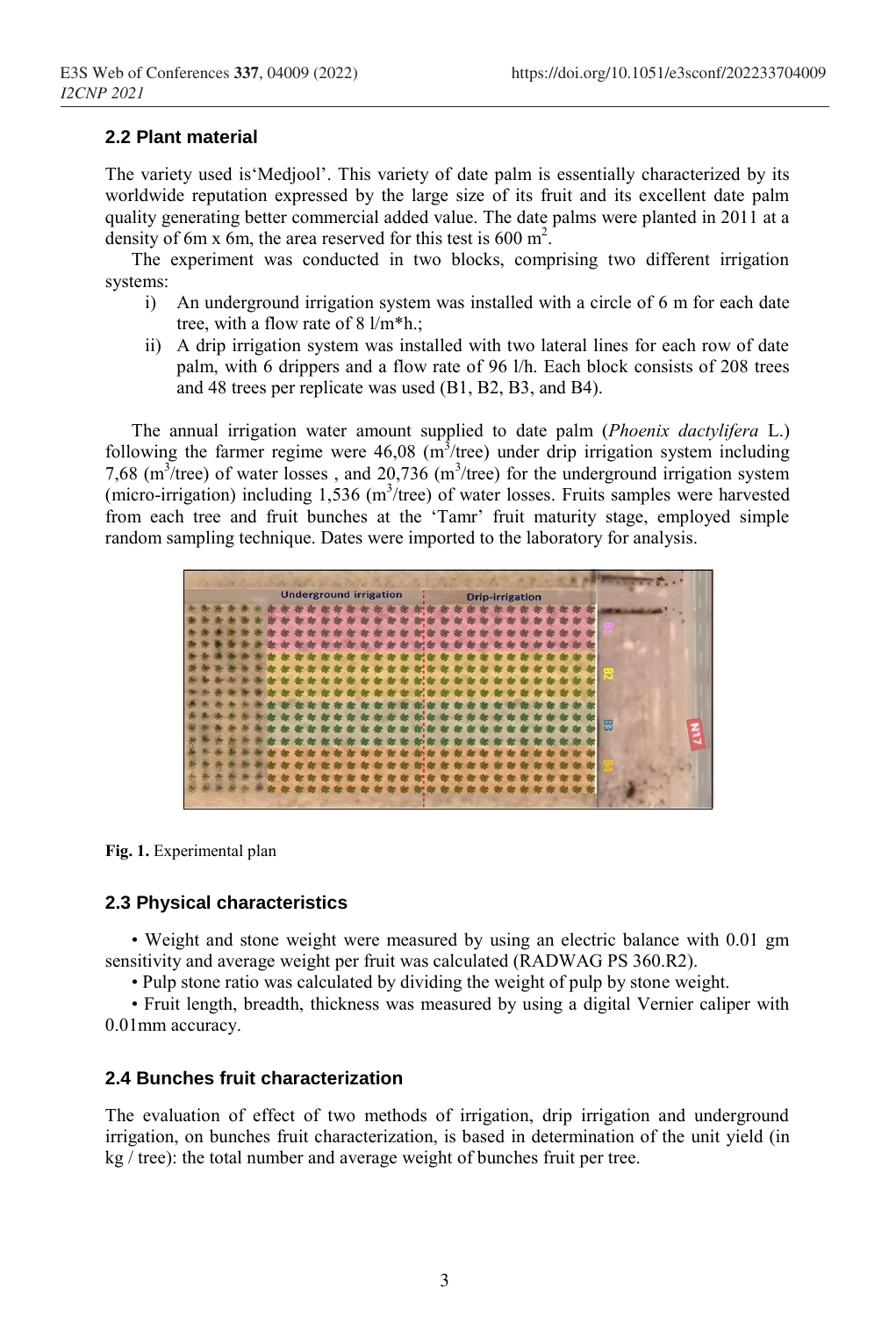### 2.2 Plant material

The variety used is'Medjool'. This variety of date palm is essentially characterized by its worldwide reputation expressed by the large size of its fruit and its excellent date palm quality generating better commercial added value. The date palms were planted in 2011 at a density of 6m x 6m, the area reserved for this test is 600 $m^2$.

The experiment was conducted in two blocks, comprising two different irrigation systems:

i) An underground irrigation system was installed with a circle of 6 m for each date tree, with a flow rate of 8 l/m*h.;

ii) A drip irrigation system was installed with two lateral lines for each row of date palm, with 6 drippers and a flow rate of 96 l/h. Each block consists of 208 trees and 48 trees per replicate was used (B1, B2, B3, and B4).

The annual irrigation water amount supplied to date palm (*Phoenix dactylifera* L.) following the farmer regime were 46,08 ($m^3$/tree) under drip irrigation system including 7,68 ($m^3$/tree) of water losses , and 20,736 ($m^3$/tree) for the underground irrigation system (micro-irrigation) including 1,536 ($m^3$/tree) of water losses. Fruits samples were harvested from each tree and fruit bunches at the 'Tamr' fruit maturity stage, employed simple random sampling technique. Dates were imported to the laboratory for analysis.

**Fig. 1.** Experimental plan

### 2.3 Physical characteristics

• Weight and stone weight were measured by using an electric balance with 0.01 gm sensitivity and average weight per fruit was calculated (RADWAG PS 360.R2).

• Pulp stone ratio was calculated by dividing the weight of pulp by stone weight.

• Fruit length, breadth, thickness was measured by using a digital Vernier caliper with 0.01mm accuracy.

### 2.4 Bunches fruit characterization

The evaluation of effect of two methods of irrigation, drip irrigation and underground irrigation, on bunches fruit characterization, is based in determination of the unit yield (in kg / tree): the total number and average weight of bunches fruit per tree.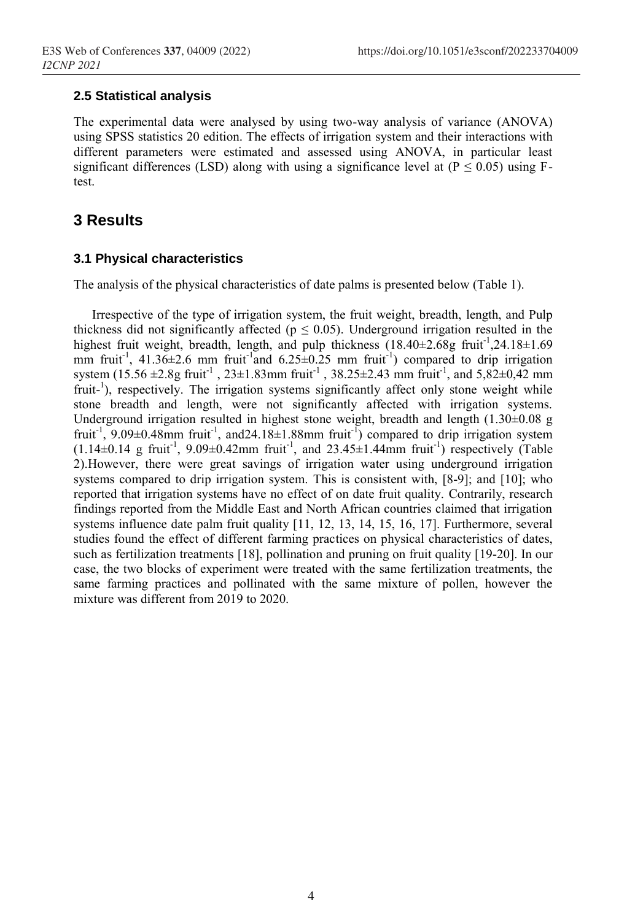### 2.5 Statistical analysis

The experimental data were analysed by using two-way analysis of variance (ANOVA) using SPSS statistics 20 edition. The effects of irrigation system and their interactions with different parameters were estimated and assessed using ANOVA, in particular least significant differences (LSD) along with using a significance level at ($P \leq 0.05$) using F-test.

## 3 Results

### 3.1 Physical characteristics

The analysis of the physical characteristics of date palms is presented below (Table 1).

Irrespective of the type of irrigation system, the fruit weight, breadth, length, and Pulp thickness did not significantly affected ($p \leq 0.05$). Underground irrigation resulted in the highest fruit weight, breadth, length, and pulp thickness (18.40±2.68g fruit$^{-1}$,24.18±1.69 mm fruit$^{-1}$, 41.36±2.6 mm fruit$^{-1}$and 6.25±0.25 mm fruit$^{-1}$) compared to drip irrigation system (15.56 ±2.8g fruit$^{-1}$ , 23±1.83mm fruit$^{-1}$ , 38.25±2.43 mm fruit$^{-1}$, and 5,82±0,42 mm fruit-$^{1}$), respectively. The irrigation systems significantly affect only stone weight while stone breadth and length, were not significantly affected with irrigation systems. Underground irrigation resulted in highest stone weight, breadth and length (1.30±0.08 g fruit$^{-1}$, 9.09±0.48mm fruit$^{-1}$, and24.18±1.88mm fruit$^{-1}$) compared to drip irrigation system (1.14±0.14 g fruit$^{-1}$, 9.09±0.42mm fruit$^{-1}$, and 23.45±1.44mm fruit$^{-1}$) respectively (Table 2).However, there were great savings of irrigation water using underground irrigation systems compared to drip irrigation system. This is consistent with, [8-9]; and [10]; who reported that irrigation systems have no effect of on date fruit quality. Contrarily, research findings reported from the Middle East and North African countries claimed that irrigation systems influence date palm fruit quality [11, 12, 13, 14, 15, 16, 17]. Furthermore, several studies found the effect of different farming practices on physical characteristics of dates, such as fertilization treatments [18], pollination and pruning on fruit quality [19-20]. In our case, the two blocks of experiment were treated with the same fertilization treatments, the same farming practices and pollinated with the same mixture of pollen, however the mixture was different from 2019 to 2020.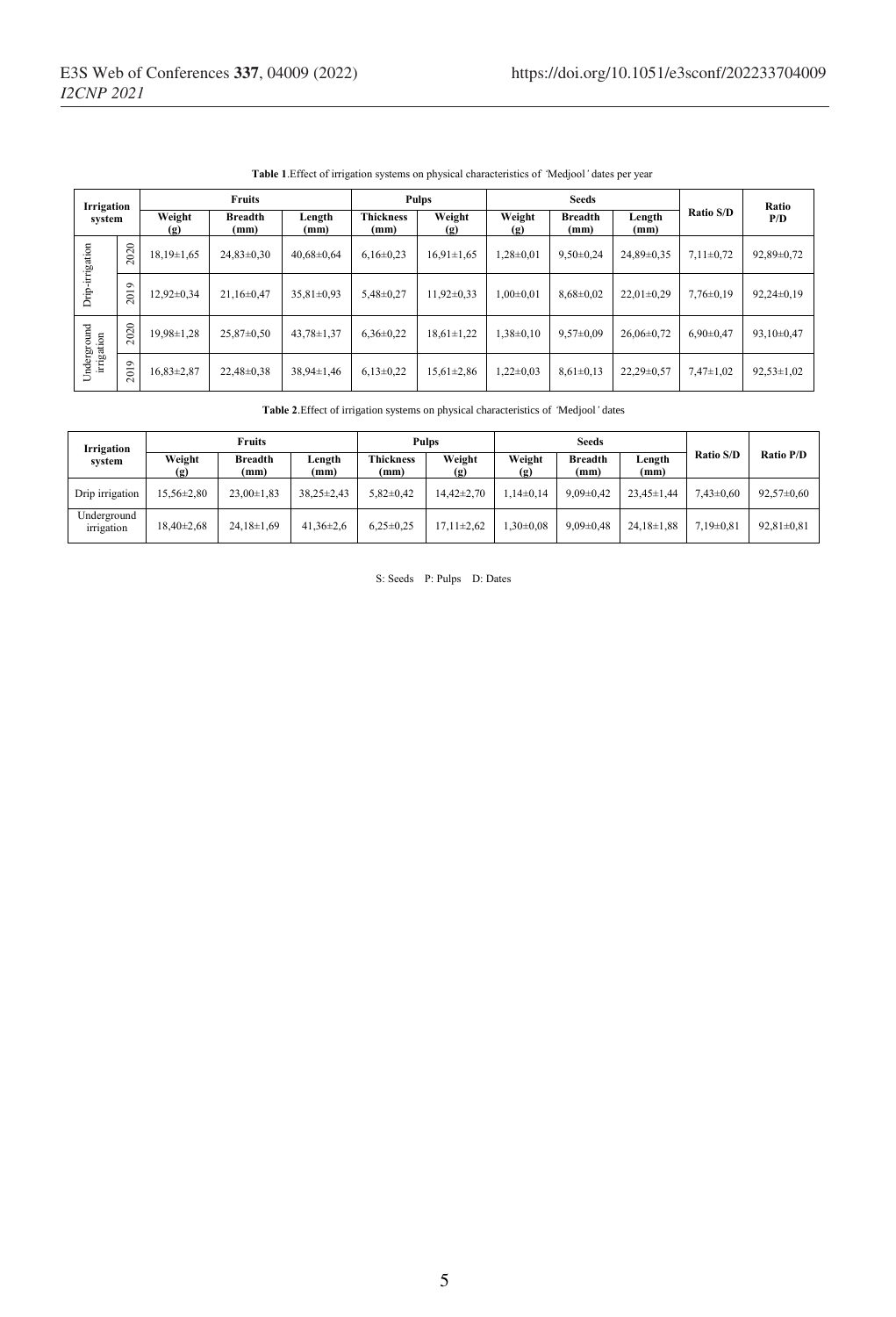**Table 1**.Effect of irrigation systems on physical characteristics of 'Medjool' dates per year

| Irrigation system | | Fruits | | | Pulps | | Seeds | | | Ratio S/D | Ratio P/D |
|---|---|---|---|---|---|---|---|---|---|---|---|
| | | Weight (g) | Breadth (mm) | Length (mm) | Thickness (mm) | Weight (g) | Weight (g) | Breadth (mm) | Length (mm) | | |
| Drip-irrigation | 2020 | 18,19±1,65 | 24,83±0,30 | 40,68±0,64 | 6,16±0,23 | 16,91±1,65 | 1,28±0,01 | 9,50±0,24 | 24,89±0,35 | 7,11±0,72 | 92,89±0,72 |
| | 2019 | 12,92±0,34 | 21,16±0,47 | 35,81±0,93 | 5,48±0,27 | 11,92±0,33 | 1,00±0,01 | 8,68±0,02 | 22,01±0,29 | 7,76±0,19 | 92,24±0,19 |
| Underground irrigation | 2020 | 19,98±1,28 | 25,87±0,50 | 43,78±1,37 | 6,36±0,22 | 18,61±1,22 | 1,38±0,10 | 9,57±0,09 | 26,06±0,72 | 6,90±0,47 | 93,10±0,47 |
| | 2019 | 16,83±2,87 | 22,48±0,38 | 38,94±1,46 | 6,13±0,22 | 15,61±2,86 | 1,22±0,03 | 8,61±0,13 | 22,29±0,57 | 7,47±1,02 | 92,53±1,02 |

**Table 2**.Effect of irrigation systems on physical characteristics of 'Medjool' dates

| Irrigation system | Fruits | | | Pulps | | Seeds | | | Ratio S/D | Ratio P/D |
|---|---|---|---|---|---|---|---|---|---|---|
| | Weight (g) | Breadth (mm) | Length (mm) | Thickness (mm) | Weight (g) | Weight (g) | Breadth (mm) | Length (mm) | | |
| Drip irrigation | 15,56±2,80 | 23,00±1,83 | 38,25±2,43 | 5,82±0,42 | 14,42±2,70 | 1,14±0,14 | 9,09±0,42 | 23,45±1,44 | 7,43±0,60 | 92,57±0,60 |
| Underground irrigation | 18,40±2,68 | 24,18±1,69 | 41,36±2,6 | 6,25±0,25 | 17,11±2,62 | 1,30±0,08 | 9,09±0,48 | 24,18±1,88 | 7,19±0,81 | 92,81±0,81 |

S: Seeds P: Pulps D: Dates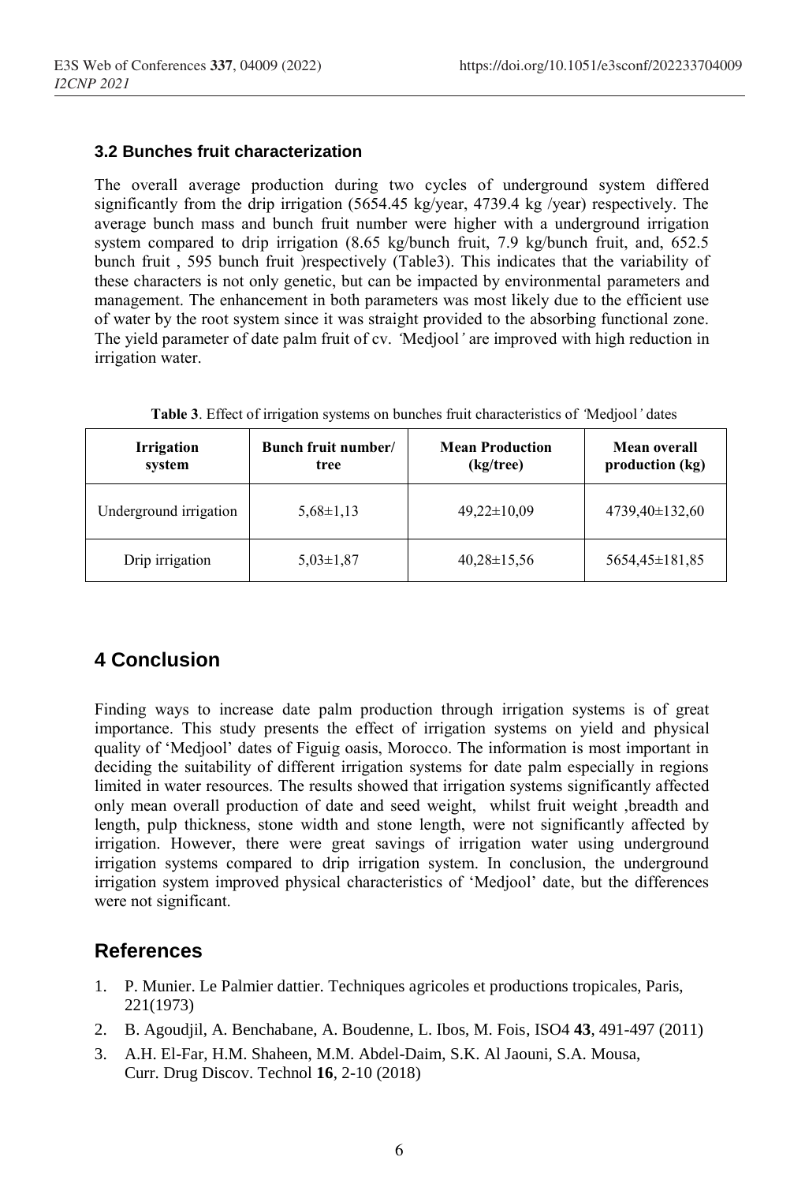### 3.2 Bunches fruit characterization

The overall average production during two cycles of underground system differed significantly from the drip irrigation (5654.45 kg/year, 4739.4 kg /year) respectively. The average bunch mass and bunch fruit number were higher with a underground irrigation system compared to drip irrigation (8.65 kg/bunch fruit, 7.9 kg/bunch fruit, and, 652.5 bunch fruit , 595 bunch fruit )respectively (Table3). This indicates that the variability of these characters is not only genetic, but can be impacted by environmental parameters and management. The enhancement in both parameters was most likely due to the efficient use of water by the root system since it was straight provided to the absorbing functional zone. The yield parameter of date palm fruit of cv. *'Medjool'* are improved with high reduction in irrigation water.

**Table 3**. Effect of irrigation systems on bunches fruit characteristics of *'Medjool'* dates

| Irrigation system | Bunch fruit number/ tree | Mean Production (kg/tree) | Mean overall production (kg) |
|---|---|---|---|
| Underground irrigation | 5,68±1,13 | 49,22±10,09 | 4739,40±132,60 |
| Drip irrigation | 5,03±1,87 | 40,28±15,56 | 5654,45±181,85 |

## 4 Conclusion

Finding ways to increase date palm production through irrigation systems is of great importance. This study presents the effect of irrigation systems on yield and physical quality of 'Medjool' dates of Figuig oasis, Morocco. The information is most important in deciding the suitability of different irrigation systems for date palm especially in regions limited in water resources. The results showed that irrigation systems significantly affected only mean overall production of date and seed weight, whilst fruit weight ,breadth and length, pulp thickness, stone width and stone length, were not significantly affected by irrigation. However, there were great savings of irrigation water using underground irrigation systems compared to drip irrigation system. In conclusion, the underground irrigation system improved physical characteristics of 'Medjool' date, but the differences were not significant.

## References

1. P. Munier. Le Palmier dattier. Techniques agricoles et productions tropicales, Paris, 221(1973)
2. B. Agoudjil, A. Benchabane, A. Boudenne, L. Ibos, M. Fois, ISO4 **43**, 491-497 (2011)
3. A.H. El-Far, H.M. Shaheen, M.M. Abdel-Daim, S.K. Al Jaouni, S.A. Mousa, Curr. Drug Discov. Technol **16**, 2-10 (2018)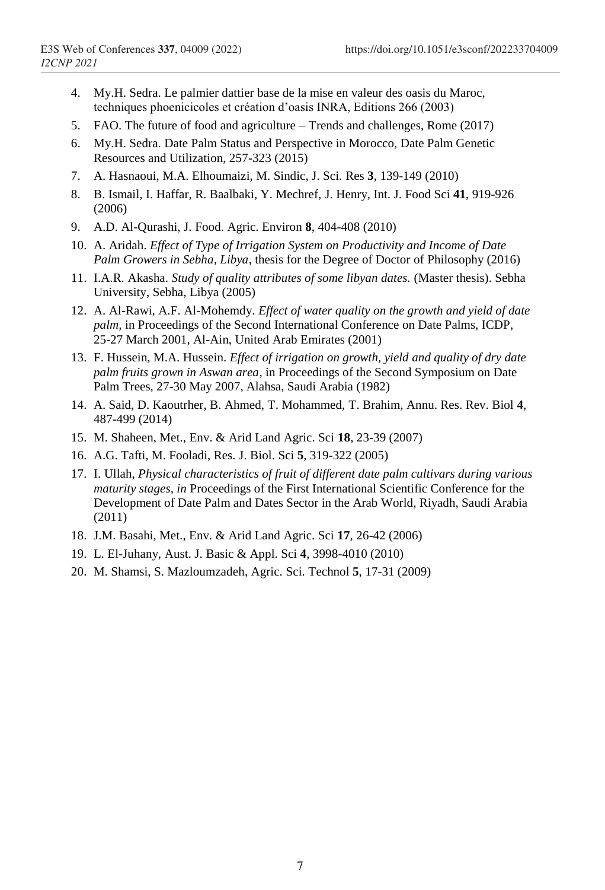4. My.H. Sedra. Le palmier dattier base de la mise en valeur des oasis du Maroc, techniques phoenicicoles et création d'oasis INRA, Editions 266 (2003)
5. FAO. The future of food and agriculture – Trends and challenges, Rome (2017)
6. My.H. Sedra. Date Palm Status and Perspective in Morocco, Date Palm Genetic Resources and Utilization, 257-323 (2015)
7. A. Hasnaoui, M.A. Elhoumaizi, M. Sindic, J. Sci. Res **3**, 139-149 (2010)
8. B. Ismail, I. Haffar, R. Baalbaki, Y. Mechref, J. Henry, Int. J. Food Sci **41**, 919-926 (2006)
9. A.D. Al-Qurashi, J. Food. Agric. Environ **8**, 404-408 (2010)
10. A. Aridah. *Effect of Type of Irrigation System on Productivity and Income of Date Palm Growers in Sebha, Libya*, thesis for the Degree of Doctor of Philosophy (2016)
11. I.A.R. Akasha. *Study of quality attributes of some libyan dates.* (Master thesis). Sebha University, Sebha, Libya (2005)
12. A. Al-Rawi, A.F. Al-Mohemdy. *Effect of water quality on the growth and yield of date palm,* in Proceedings of the Second International Conference on Date Palms, ICDP, 25-27 March 2001, Al-Ain, United Arab Emirates (2001)
13. F. Hussein, M.A. Hussein. *Effect of irrigation on growth, yield and quality of dry date palm fruits grown in Aswan area*, in Proceedings of the Second Symposium on Date Palm Trees, 27-30 May 2007, Alahsa, Saudi Arabia (1982)
14. A. Said, D. Kaoutrher, B. Ahmed, T. Mohammed, T. Brahim, Annu. Res. Rev. Biol **4**, 487-499 (2014)
15. M. Shaheen, Met., Env. & Arid Land Agric. Sci **18**, 23-39 (2007)
16. A.G. Tafti, M. Fooladi, Res. J. Biol. Sci **5**, 319-322 (2005)
17. I. Ullah, *Physical characteristics of fruit of different date palm cultivars during various maturity stages, in* Proceedings of the First International Scientific Conference for the Development of Date Palm and Dates Sector in the Arab World, Riyadh, Saudi Arabia (2011)
18. J.M. Basahi, Met., Env. & Arid Land Agric. Sci **17**, 26-42 (2006)
19. L. El-Juhany, Aust. J. Basic & Appl. Sci **4**, 3998-4010 (2010)
20. M. Shamsi, S. Mazloumzadeh, Agric. Sci. Technol **5**, 17-31 (2009)